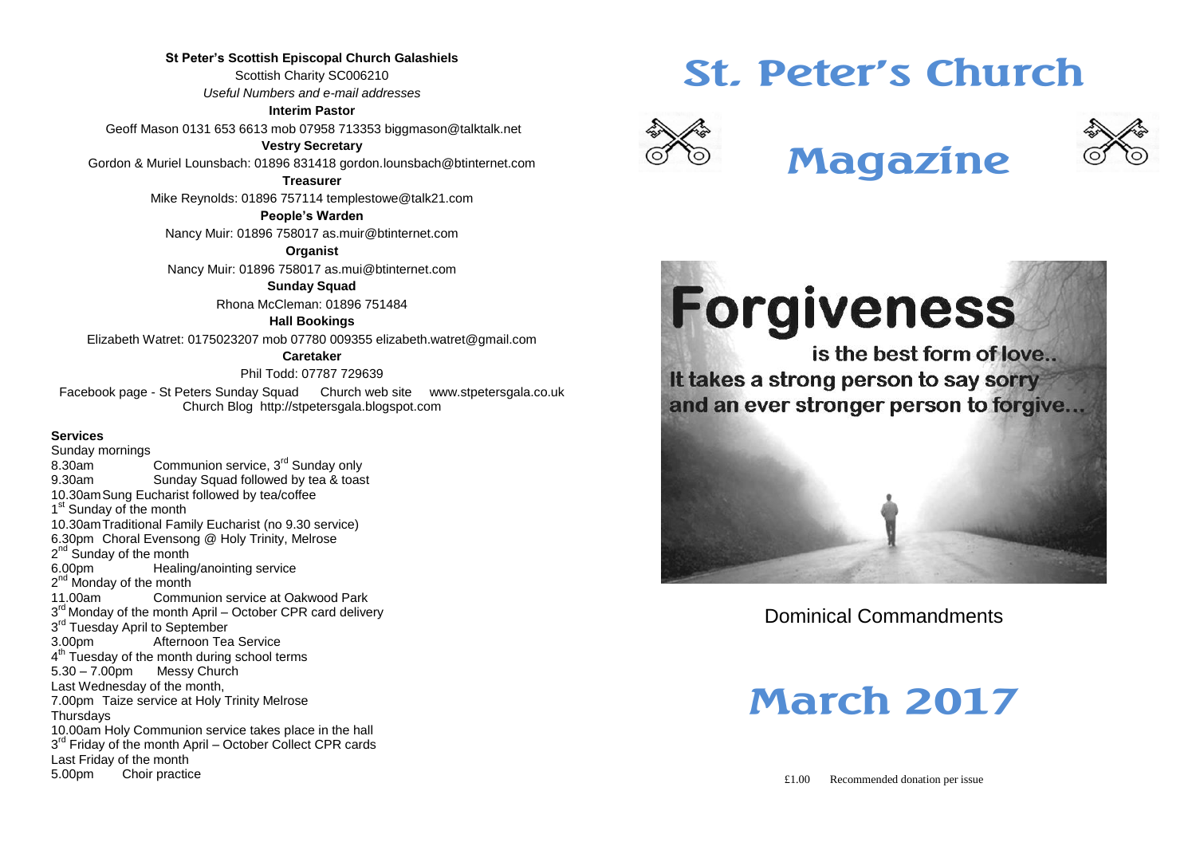**St Peter's Scottish Episcopal Church Galashiels**

Scottish Charity SC006210

*Useful Numbers and e-mail addresses*

**Interim Pastor**

Geoff Mason 0131 653 6613 mob 07958 713353 biggmason@talktalk.net

**Vestry Secretary**

Gordon & Muriel Lounsbach: 01896 831418 gordon.lounsbach@btinternet.com

**Treasurer**

Mike Reynolds: 01896 757114 templestowe@talk21.com

**People's Warden**

Nancy Muir: 01896 758017 as.muir@btinternet.com

**Organist**

Nancy Muir: 01896 758017 as.mui@btinternet.com

**Sunday Squad**

Rhona McCleman: 01896 751484

**Hall Bookings**

Elizabeth Watret: 0175023207 mob 07780 009355 elizabeth.watret@gmail.com

**Caretaker**

Phil Todd: 07787 729639

Facebook page - St Peters Sunday Squad     Church web site     www.stpetersgala.co.uk

Church Blog  http://stpetersgala.blogspot.com

**Services**

Sunday mornings
8.30am Communion service, 3rd Sunday only
9.30am Sunday Squad followed by tea & toast
10.30am Sung Eucharist followed by tea/coffee

1st Sunday of the month
10.30am Traditional Family Eucharist (no 9.30 service)
6.30pm Choral Evensong @ Holy Trinity, Melrose

2nd Sunday of the month
6.00pm Healing/anointing service

2nd Monday of the month
11.00am Communion service at Oakwood Park

3rd Monday of the month April – October CPR card delivery

3rd Tuesday April to September
3.00pm Afternoon Tea Service

4th Tuesday of the month during school terms
5.30 – 7.00pm Messy Church

Last Wednesday of the month,
7.00pm Taize service at Holy Trinity Melrose

Thursdays
10.00am Holy Communion service takes place in the hall

3rd Friday of the month April – October Collect CPR cards

Last Friday of the month
5.00pm Choir practice

# St. Peter's Church

# Magazine

**Forgiveness**

is the best form of love..
It takes a strong person to say sorry
and an ever stronger person to forgive...

Dominical Commandments

# March 2017

£1.00     Recommended donation per issue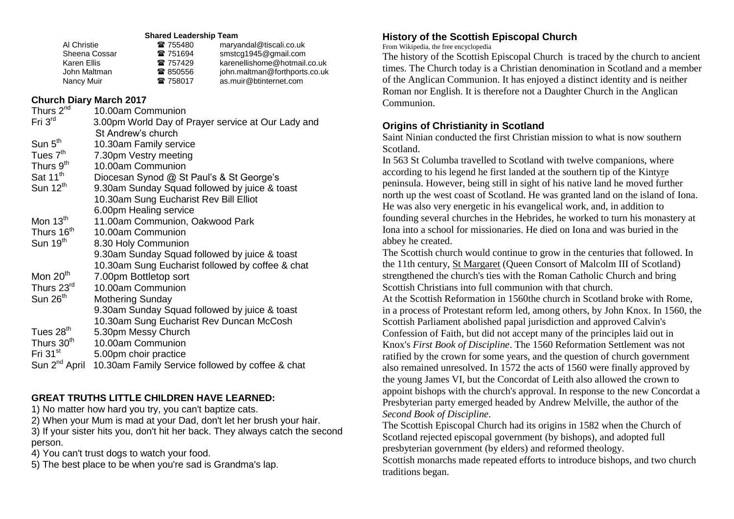**Shared Leadership Team**

| | | |
|---|---|---|
| Al Christie | ☎ 755480 | maryandal@tiscali.co.uk |
| Sheena Cossar | ☎ 751694 | smstcg1945@gmail.com |
| Karen Ellis | ☎ 757429 | karenellishome@hotmail.co.uk |
| John Maltman | ☎ 850556 | john.maltman@forthports.co.uk |
| Nancy Muir | ☎ 758017 | as.muir@btinternet.com |

## Church Diary March 2017

| | |
|---|---|
| Thurs 2nd | 10.00am Communion |
| Fri 3rd | 3.00pm World Day of Prayer service at Our Lady and St Andrew's church |
| Sun 5th | 10.30am Family service |
| Tues 7th | 7.30pm Vestry meeting |
| Thurs 9th | 10.00am Communion |
| Sat 11th | Diocesan Synod @ St Paul's & St George's |
| Sun 12th | 9.30am Sunday Squad followed by juice & toast<br>10.30am Sung Eucharist Rev Bill Elliot<br>6.00pm Healing service |
| Mon 13th | 11.00am Communion, Oakwood Park |
| Thurs 16th | 10.00am Communion |
| Sun 19th | 8.30 Holy Communion<br>9.30am Sunday Squad followed by juice & toast<br>10.30am Sung Eucharist followed by coffee & chat |
| Mon 20th | 7.00pm Bottletop sort |
| Thurs 23rd | 10.00am Communion |
| Sun 26th | Mothering Sunday<br>9.30am Sunday Squad followed by juice & toast<br>10.30am Sung Eucharist Rev Duncan McCosh |
| Tues 28th | 5.30pm Messy Church |
| Thurs 30th | 10.00am Communion |
| Fri 31st | 5.00pm choir practice |
| Sun 2nd April | 10.30am Family Service followed by coffee & chat |

### GREAT TRUTHS LITTLE CHILDREN HAVE LEARNED:

1) No matter how hard you try, you can't baptize cats.
2) When your Mum is mad at your Dad, don't let her brush your hair.
3) If your sister hits you, don't hit her back. They always catch the second person.
4) You can't trust dogs to watch your food.
5) The best place to be when you're sad is Grandma's lap.

## History of the Scottish Episcopal Church

From Wikipedia, the free encyclopedia

The history of the Scottish Episcopal Church is traced by the church to ancient times. The Church today is a Christian denomination in Scotland and a member of the Anglican Communion. It has enjoyed a distinct identity and is neither Roman nor English. It is therefore not a Daughter Church in the Anglican Communion.

### Origins of Christianity in Scotland

Saint Ninian conducted the first Christian mission to what is now southern Scotland.

In 563 St Columba travelled to Scotland with twelve companions, where according to his legend he first landed at the southern tip of the Kintyre peninsula. However, being still in sight of his native land he moved further north up the west coast of Scotland. He was granted land on the island of Iona. He was also very energetic in his evangelical work, and, in addition to founding several churches in the Hebrides, he worked to turn his monastery at Iona into a school for missionaries. He died on Iona and was buried in the abbey he created.

The Scottish church would continue to grow in the centuries that followed. In the 11th century, St Margaret (Queen Consort of Malcolm III of Scotland) strengthened the church's ties with the Roman Catholic Church and bring Scottish Christians into full communion with that church.

At the Scottish Reformation in 1560the church in Scotland broke with Rome, in a process of Protestant reform led, among others, by John Knox. In 1560, the Scottish Parliament abolished papal jurisdiction and approved Calvin's Confession of Faith, but did not accept many of the principles laid out in Knox's *First Book of Discipline*. The 1560 Reformation Settlement was not ratified by the crown for some years, and the question of church government also remained unresolved. In 1572 the acts of 1560 were finally approved by the young James VI, but the Concordat of Leith also allowed the crown to appoint bishops with the church's approval. In response to the new Concordat a Presbyterian party emerged headed by Andrew Melville, the author of the *Second Book of Discipline*.

The Scottish Episcopal Church had its origins in 1582 when the Church of Scotland rejected episcopal government (by bishops), and adopted full presbyterian government (by elders) and reformed theology.

Scottish monarchs made repeated efforts to introduce bishops, and two church traditions began.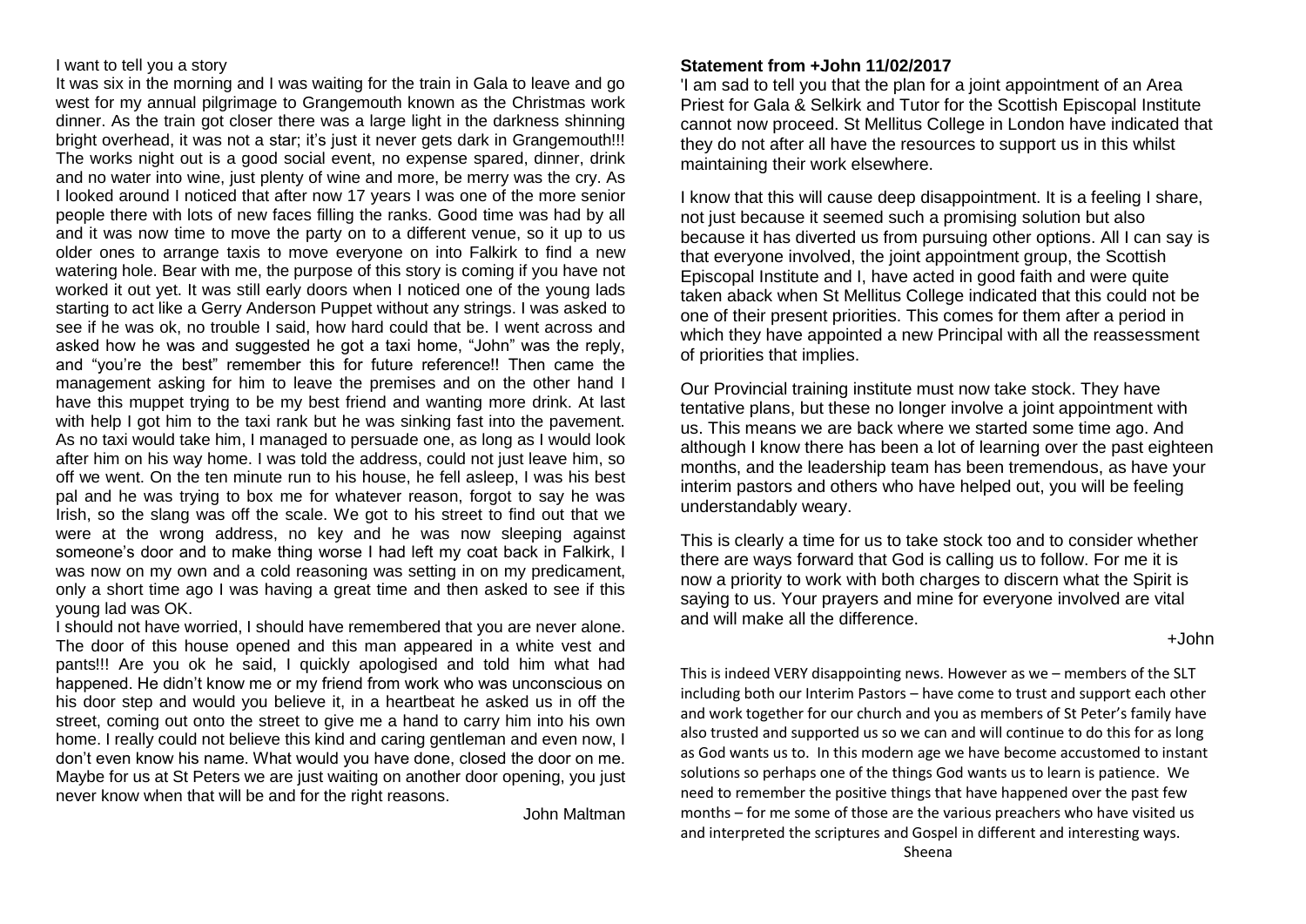I want to tell you a story

It was six in the morning and I was waiting for the train in Gala to leave and go west for my annual pilgrimage to Grangemouth known as the Christmas work dinner. As the train got closer there was a large light in the darkness shinning bright overhead, it was not a star; it's just it never gets dark in Grangemouth!!! The works night out is a good social event, no expense spared, dinner, drink and no water into wine, just plenty of wine and more, be merry was the cry. As I looked around I noticed that after now 17 years I was one of the more senior people there with lots of new faces filling the ranks. Good time was had by all and it was now time to move the party on to a different venue, so it up to us older ones to arrange taxis to move everyone on into Falkirk to find a new watering hole. Bear with me, the purpose of this story is coming if you have not worked it out yet. It was still early doors when I noticed one of the young lads starting to act like a Gerry Anderson Puppet without any strings. I was asked to see if he was ok, no trouble I said, how hard could that be. I went across and asked how he was and suggested he got a taxi home, "John" was the reply, and "you're the best" remember this for future reference!! Then came the management asking for him to leave the premises and on the other hand I have this muppet trying to be my best friend and wanting more drink. At last with help I got him to the taxi rank but he was sinking fast into the pavement. As no taxi would take him, I managed to persuade one, as long as I would look after him on his way home. I was told the address, could not just leave him, so off we went. On the ten minute run to his house, he fell asleep, I was his best pal and he was trying to box me for whatever reason, forgot to say he was Irish, so the slang was off the scale. We got to his street to find out that we were at the wrong address, no key and he was now sleeping against someone's door and to make thing worse I had left my coat back in Falkirk, I was now on my own and a cold reasoning was setting in on my predicament, only a short time ago I was having a great time and then asked to see if this young lad was OK.

I should not have worried, I should have remembered that you are never alone. The door of this house opened and this man appeared in a white vest and pants!!! Are you ok he said, I quickly apologised and told him what had happened. He didn't know me or my friend from work who was unconscious on his door step and would you believe it, in a heartbeat he asked us in off the street, coming out onto the street to give me a hand to carry him into his own home. I really could not believe this kind and caring gentleman and even now, I don't even know his name. What would you have done, closed the door on me. Maybe for us at St Peters we are just waiting on another door opening, you just never know when that will be and for the right reasons.

John Maltman

**Statement from +John 11/02/2017**

'I am sad to tell you that the plan for a joint appointment of an Area Priest for Gala & Selkirk and Tutor for the Scottish Episcopal Institute cannot now proceed. St Mellitus College in London have indicated that they do not after all have the resources to support us in this whilst maintaining their work elsewhere.

I know that this will cause deep disappointment. It is a feeling I share, not just because it seemed such a promising solution but also because it has diverted us from pursuing other options. All I can say is that everyone involved, the joint appointment group, the Scottish Episcopal Institute and I, have acted in good faith and were quite taken aback when St Mellitus College indicated that this could not be one of their present priorities. This comes for them after a period in which they have appointed a new Principal with all the reassessment of priorities that implies.

Our Provincial training institute must now take stock. They have tentative plans, but these no longer involve a joint appointment with us. This means we are back where we started some time ago. And although I know there has been a lot of learning over the past eighteen months, and the leadership team has been tremendous, as have your interim pastors and others who have helped out, you will be feeling understandably weary.

This is clearly a time for us to take stock too and to consider whether there are ways forward that God is calling us to follow. For me it is now a priority to work with both charges to discern what the Spirit is saying to us. Your prayers and mine for everyone involved are vital and will make all the difference.

+John

This is indeed VERY disappointing news. However as we – members of the SLT including both our Interim Pastors – have come to trust and support each other and work together for our church and you as members of St Peter's family have also trusted and supported us so we can and will continue to do this for as long as God wants us to. In this modern age we have become accustomed to instant solutions so perhaps one of the things God wants us to learn is patience. We need to remember the positive things that have happened over the past few months – for me some of those are the various preachers who have visited us and interpreted the scriptures and Gospel in different and interesting ways.

Sheena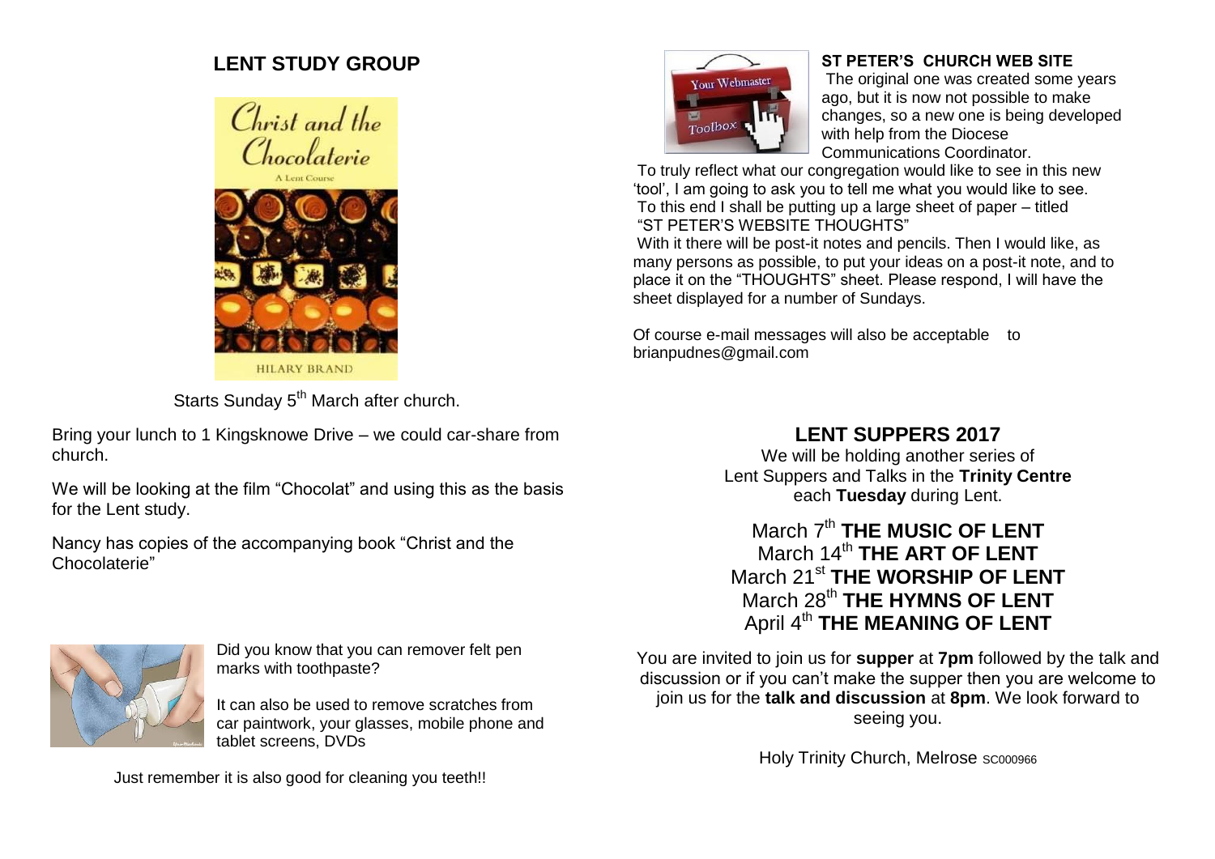## LENT STUDY GROUP

Starts Sunday 5th March after church.

Bring your lunch to 1 Kingsknowe Drive – we could car-share from church.

We will be looking at the film "Chocolat" and using this as the basis for the Lent study.

Nancy has copies of the accompanying book "Christ and the Chocolaterie"

Did you know that you can remover felt pen marks with toothpaste?

It can also be used to remove scratches from car paintwork, your glasses, mobile phone and tablet screens, DVDs

Just remember it is also good for cleaning you teeth!!

### ST PETER'S CHURCH WEB SITE

The original one was created some years ago, but it is now not possible to make changes, so a new one is being developed with help from the Diocese Communications Coordinator.

To truly reflect what our congregation would like to see in this new 'tool', I am going to ask you to tell me what you would like to see. To this end I shall be putting up a large sheet of paper – titled "ST PETER'S WEBSITE THOUGHTS"

With it there will be post-it notes and pencils. Then I would like, as many persons as possible, to put your ideas on a post-it note, and to place it on the "THOUGHTS" sheet. Please respond, I will have the sheet displayed for a number of Sundays.

Of course e-mail messages will also be acceptable to brianpudnes@gmail.com

## LENT SUPPERS 2017

We will be holding another series of Lent Suppers and Talks in the **Trinity Centre** each **Tuesday** during Lent.

March 7th **THE MUSIC OF LENT**
March 14th **THE ART OF LENT**
March 21st **THE WORSHIP OF LENT**
March 28th **THE HYMNS OF LENT**
April 4th **THE MEANING OF LENT**

You are invited to join us for **supper** at **7pm** followed by the talk and discussion or if you can't make the supper then you are welcome to join us for the **talk and discussion** at **8pm**. We look forward to seeing you.

Holy Trinity Church, Melrose SC000966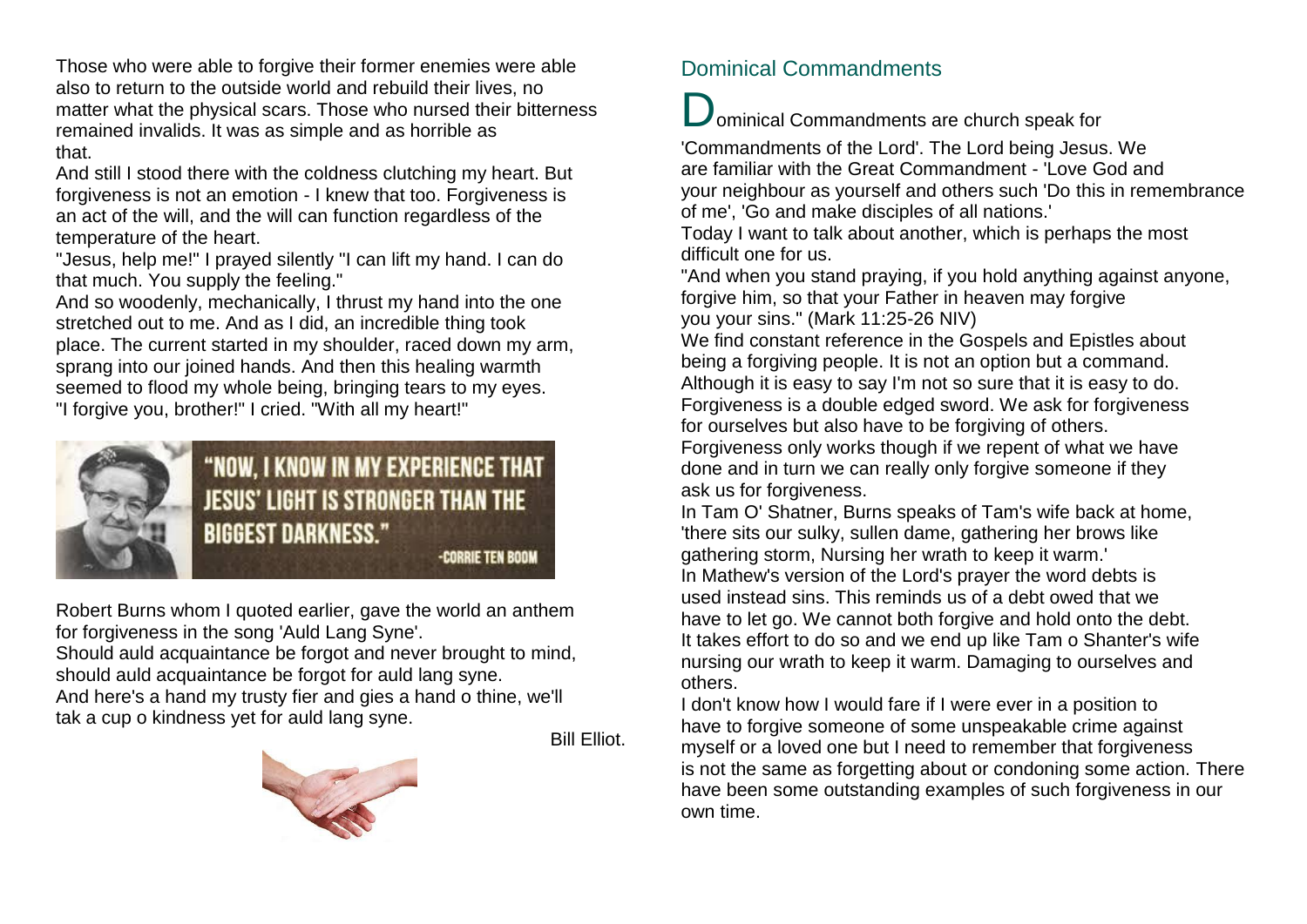Those who were able to forgive their former enemies were able also to return to the outside world and rebuild their lives, no matter what the physical scars. Those who nursed their bitterness remained invalids. It was as simple and as horrible as that.

And still I stood there with the coldness clutching my heart. But forgiveness is not an emotion - I knew that too. Forgiveness is an act of the will, and the will can function regardless of the temperature of the heart.

"Jesus, help me!" I prayed silently "I can lift my hand. I can do that much. You supply the feeling."

And so woodenly, mechanically, I thrust my hand into the one stretched out to me. And as I did, an incredible thing took place. The current started in my shoulder, raced down my arm, sprang into our joined hands. And then this healing warmth seemed to flood my whole being, bringing tears to my eyes.

"I forgive you, brother!" I cried. "With all my heart!"

> "NOW, I KNOW IN MY EXPERIENCE THAT JESUS' LIGHT IS STRONGER THAN THE BIGGEST DARKNESS."
>
> -CORRIE TEN BOOM

Robert Burns whom I quoted earlier, gave the world an anthem for forgiveness in the song 'Auld Lang Syne'.

Should auld acquaintance be forgot and never brought to mind, should auld acquaintance be forgot for auld lang syne.

And here's a hand my trusty fier and gies a hand o thine, we'll tak a cup o kindness yet for auld lang syne.

Bill Elliot.

## Dominical Commandments

Dominical Commandments are church speak for 'Commandments of the Lord'. The Lord being Jesus. We are familiar with the Great Commandment - 'Love God and your neighbour as yourself and others such 'Do this in remembrance of me', 'Go and make disciples of all nations.'

Today I want to talk about another, which is perhaps the most difficult one for us.

"And when you stand praying, if you hold anything against anyone, forgive him, so that your Father in heaven may forgive you your sins." (Mark 11:25-26 NIV)

We find constant reference in the Gospels and Epistles about being a forgiving people. It is not an option but a command. Although it is easy to say I'm not so sure that it is easy to do. Forgiveness is a double edged sword. We ask for forgiveness for ourselves but also have to be forgiving of others.

Forgiveness only works though if we repent of what we have done and in turn we can really only forgive someone if they ask us for forgiveness.

In Tam O' Shatner, Burns speaks of Tam's wife back at home, 'there sits our sulky, sullen dame, gathering her brows like gathering storm, Nursing her wrath to keep it warm.'

In Mathew's version of the Lord's prayer the word debts is used instead sins. This reminds us of a debt owed that we have to let go. We cannot both forgive and hold onto the debt. It takes effort to do so and we end up like Tam o Shanter's wife nursing our wrath to keep it warm. Damaging to ourselves and others.

I don't know how I would fare if I were ever in a position to have to forgive someone of some unspeakable crime against myself or a loved one but I need to remember that forgiveness is not the same as forgetting about or condoning some action. There have been some outstanding examples of such forgiveness in our own time.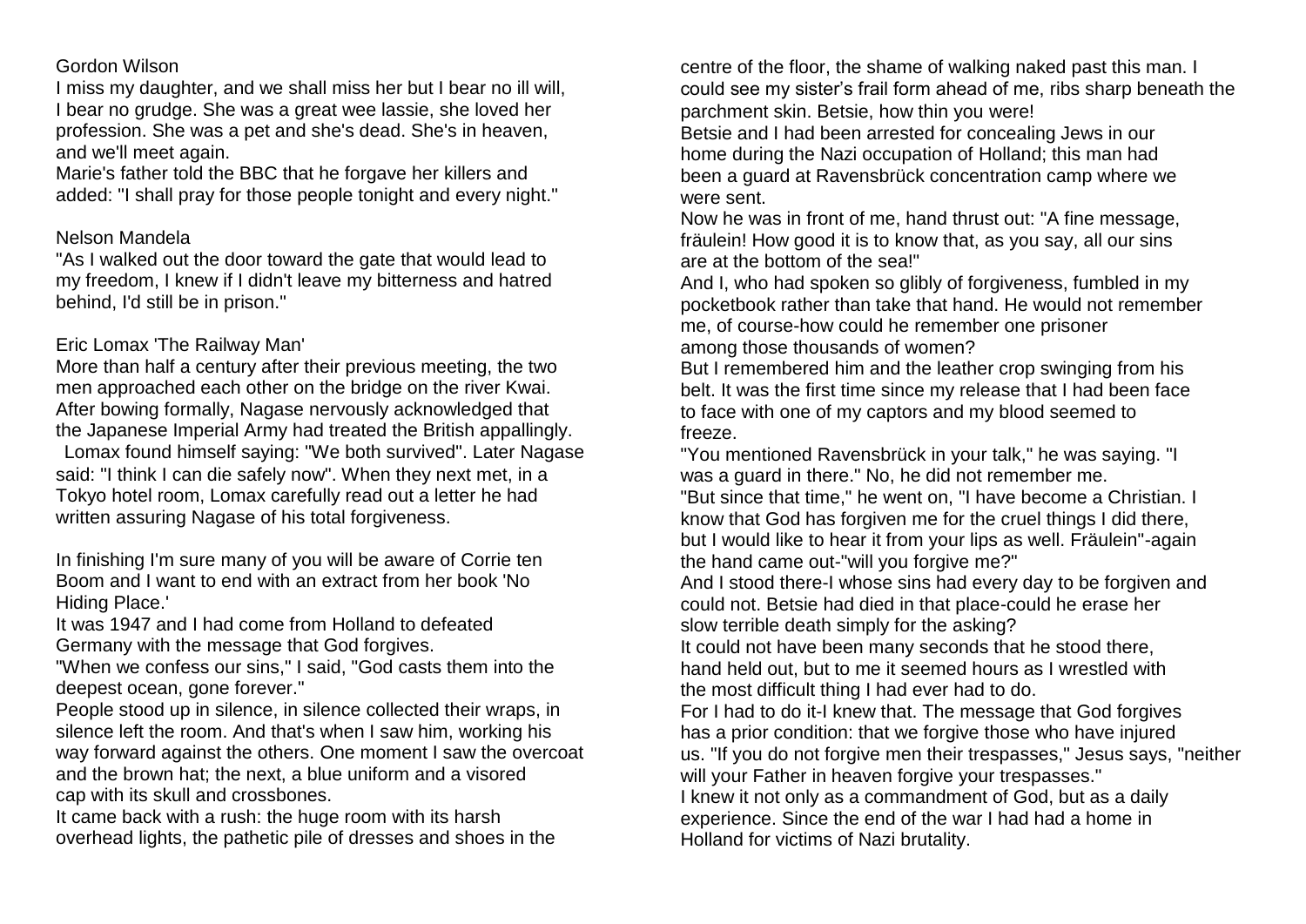Gordon Wilson

I miss my daughter, and we shall miss her but I bear no ill will, I bear no grudge. She was a great wee lassie, she loved her profession. She was a pet and she's dead. She's in heaven, and we'll meet again.

Marie's father told the BBC that he forgave her killers and added: "I shall pray for those people tonight and every night."

Nelson Mandela

"As I walked out the door toward the gate that would lead to my freedom, I knew if I didn't leave my bitterness and hatred behind, I'd still be in prison."

Eric Lomax 'The Railway Man'

More than half a century after their previous meeting, the two men approached each other on the bridge on the river Kwai. After bowing formally, Nagase nervously acknowledged that the Japanese Imperial Army had treated the British appallingly. Lomax found himself saying: "We both survived". Later Nagase said: "I think I can die safely now". When they next met, in a Tokyo hotel room, Lomax carefully read out a letter he had written assuring Nagase of his total forgiveness.

In finishing I'm sure many of you will be aware of Corrie ten Boom and I want to end with an extract from her book 'No Hiding Place.'

It was 1947 and I had come from Holland to defeated Germany with the message that God forgives.

"When we confess our sins," I said, "God casts them into the deepest ocean, gone forever."

People stood up in silence, in silence collected their wraps, in silence left the room. And that's when I saw him, working his way forward against the others. One moment I saw the overcoat and the brown hat; the next, a blue uniform and a visored cap with its skull and crossbones.

It came back with a rush: the huge room with its harsh overhead lights, the pathetic pile of dresses and shoes in the centre of the floor, the shame of walking naked past this man. I could see my sister's frail form ahead of me, ribs sharp beneath the parchment skin. Betsie, how thin you were!

Betsie and I had been arrested for concealing Jews in our home during the Nazi occupation of Holland; this man had been a guard at Ravensbrück concentration camp where we were sent.

Now he was in front of me, hand thrust out: "A fine message, fräulein! How good it is to know that, as you say, all our sins are at the bottom of the sea!"

And I, who had spoken so glibly of forgiveness, fumbled in my pocketbook rather than take that hand. He would not remember me, of course-how could he remember one prisoner among those thousands of women?

But I remembered him and the leather crop swinging from his belt. It was the first time since my release that I had been face to face with one of my captors and my blood seemed to freeze.

"You mentioned Ravensbrück in your talk," he was saying. "I was a guard in there." No, he did not remember me.

"But since that time," he went on, "I have become a Christian. I know that God has forgiven me for the cruel things I did there, but I would like to hear it from your lips as well. Fräulein"-again the hand came out-"will you forgive me?"

And I stood there-I whose sins had every day to be forgiven and could not. Betsie had died in that place-could he erase her slow terrible death simply for the asking?

It could not have been many seconds that he stood there, hand held out, but to me it seemed hours as I wrestled with the most difficult thing I had ever had to do.

For I had to do it-I knew that. The message that God forgives has a prior condition: that we forgive those who have injured us. "If you do not forgive men their trespasses," Jesus says, "neither will your Father in heaven forgive your trespasses."

I knew it not only as a commandment of God, but as a daily experience. Since the end of the war I had had a home in Holland for victims of Nazi brutality.